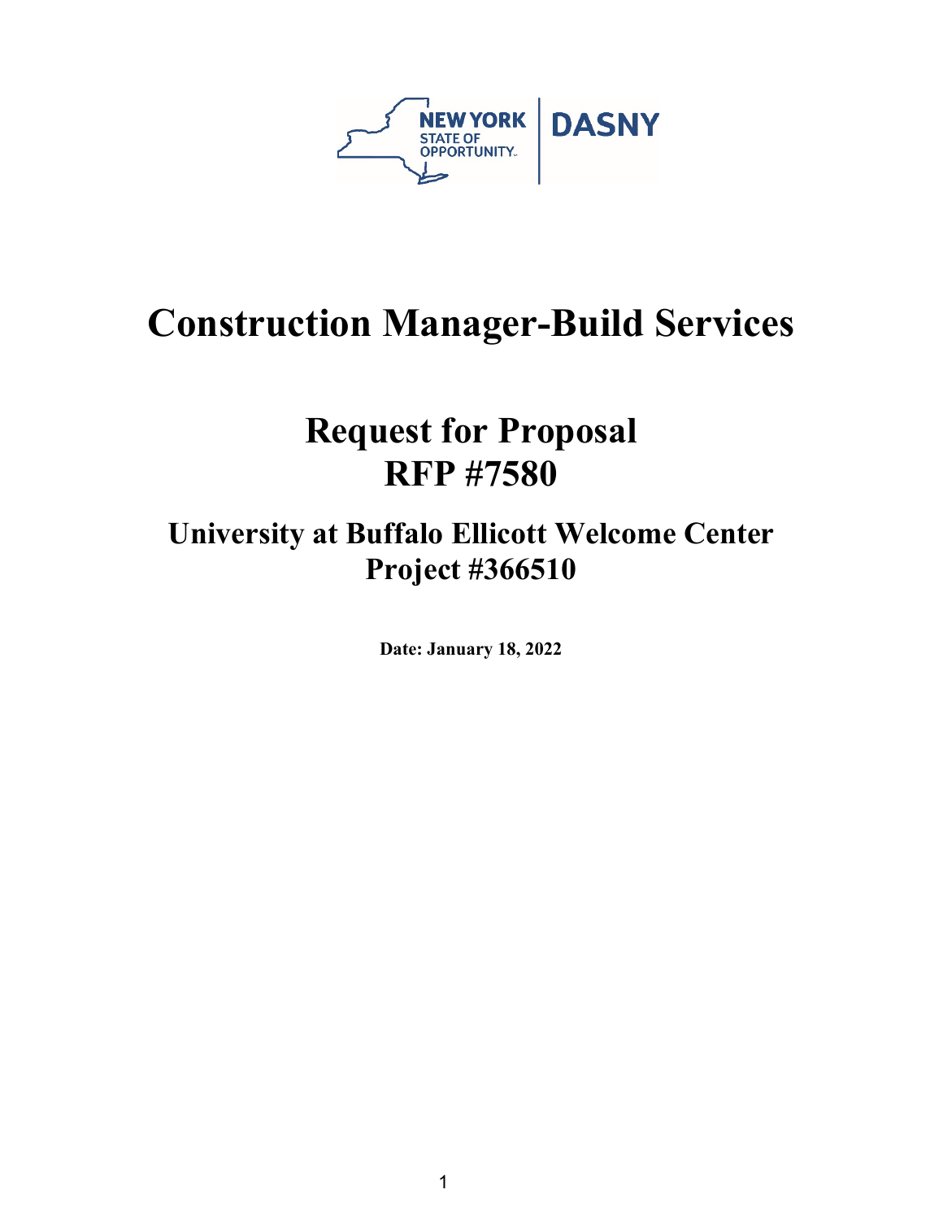NEW YORK STATE OF OPPORTUNITY | DASNY

# Construction Manager-Build Services

# Request for Proposal
# RFP #7580

## University at Buffalo Ellicott Welcome Center
## Project #366510

**Date: January 18, 2022**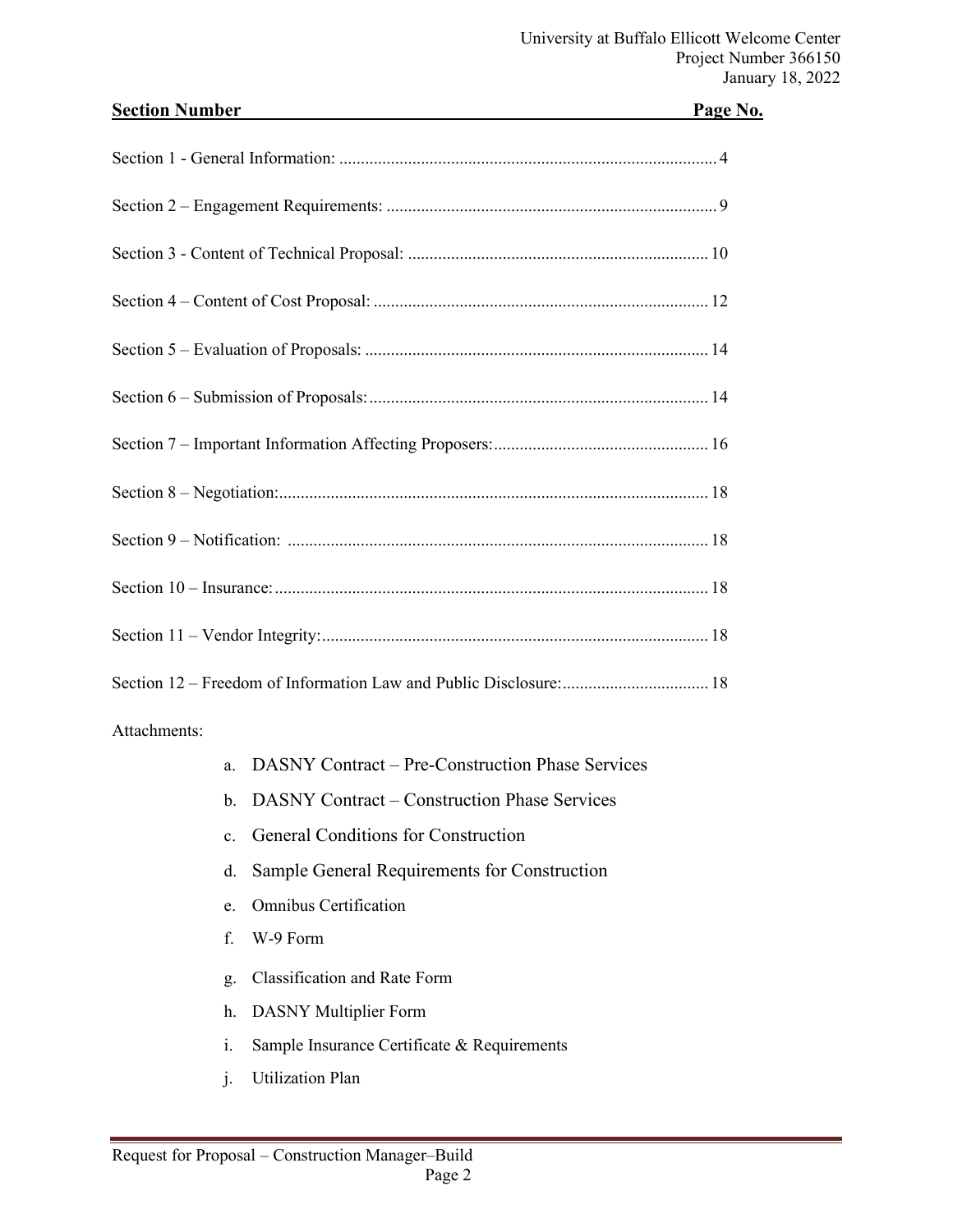| Section Number | Page No. |
|---|---|
| Section 1 - General Information: | 4 |
| Section 2 – Engagement Requirements: | 9 |
| Section 3 - Content of Technical Proposal: | 10 |
| Section 4 – Content of Cost Proposal: | 12 |
| Section 5 – Evaluation of Proposals: | 14 |
| Section 6 – Submission of Proposals: | 14 |
| Section 7 – Important Information Affecting Proposers: | 16 |
| Section 8 – Negotiation: | 18 |
| Section 9 – Notification: | 18 |
| Section 10 – Insurance: | 18 |
| Section 11 – Vendor Integrity: | 18 |
| Section 12 – Freedom of Information Law and Public Disclosure: | 18 |

Attachments:

a. DASNY Contract – Pre-Construction Phase Services
b. DASNY Contract – Construction Phase Services
c. General Conditions for Construction
d. Sample General Requirements for Construction
e. Omnibus Certification
f. W-9 Form
g. Classification and Rate Form
h. DASNY Multiplier Form
i. Sample Insurance Certificate & Requirements
j. Utilization Plan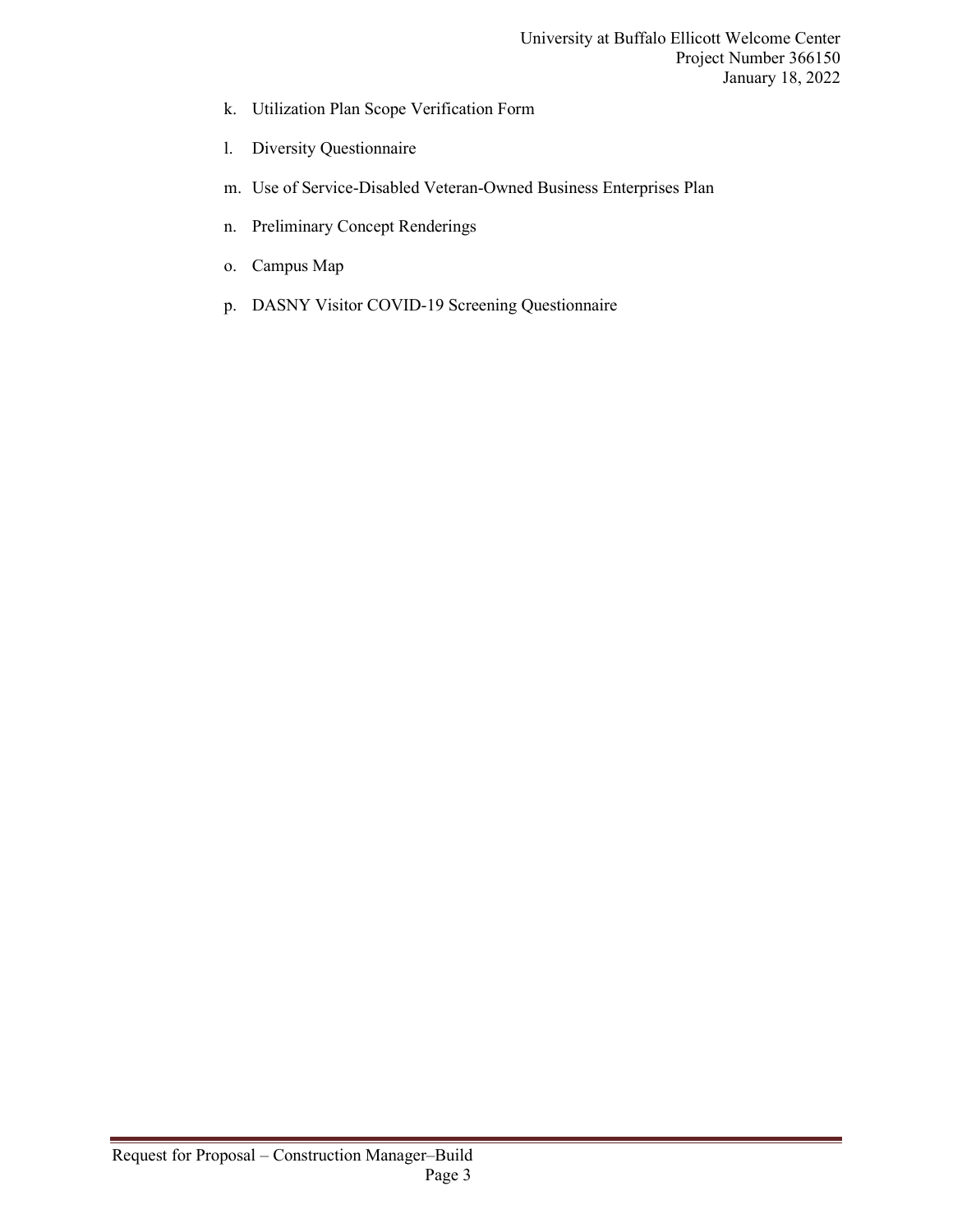k. Utilization Plan Scope Verification Form

l. Diversity Questionnaire

m. Use of Service-Disabled Veteran-Owned Business Enterprises Plan

n. Preliminary Concept Renderings

o. Campus Map

p. DASNY Visitor COVID-19 Screening Questionnaire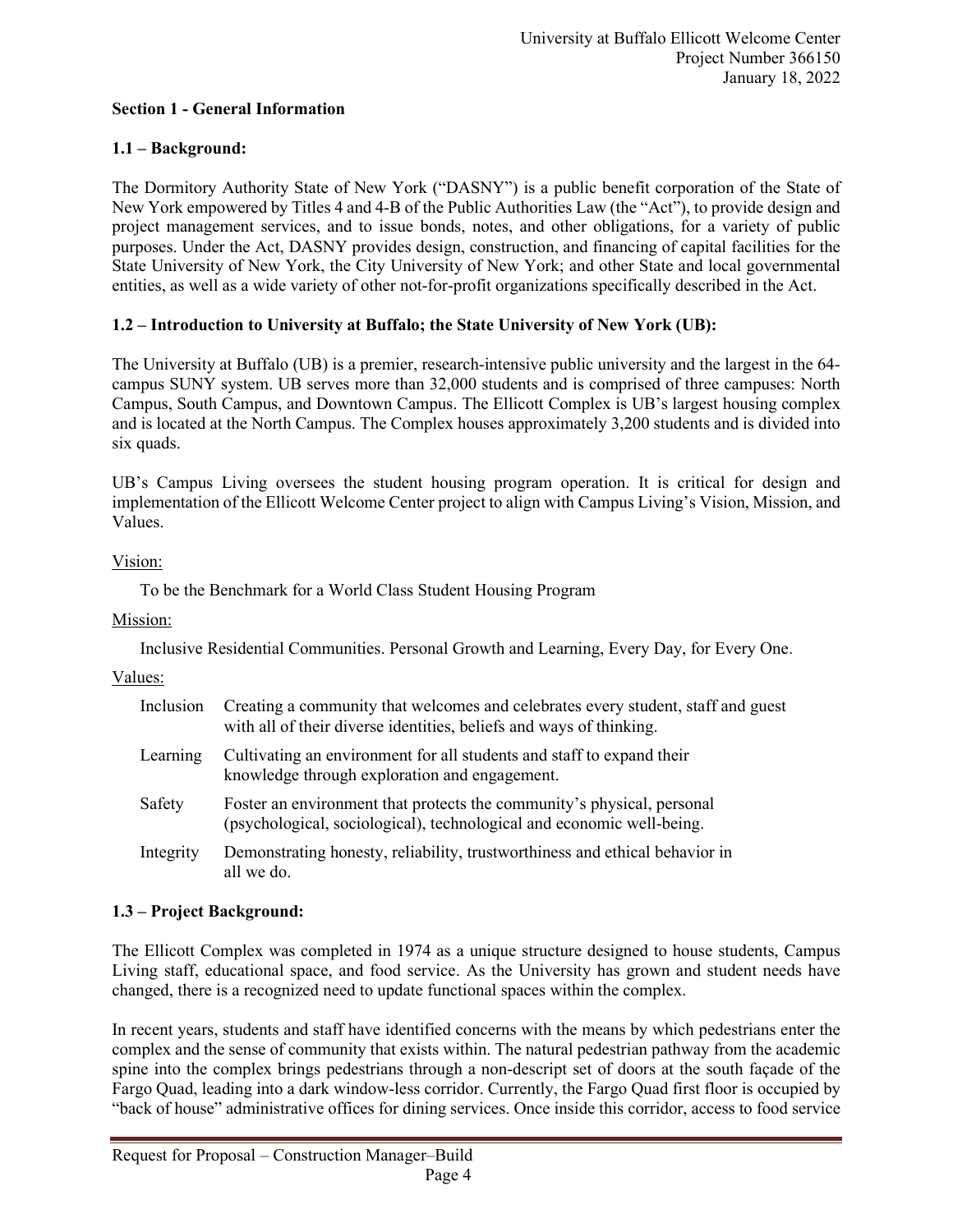## Section 1 - General Information

### 1.1 – Background:

The Dormitory Authority State of New York ("DASNY") is a public benefit corporation of the State of New York empowered by Titles 4 and 4-B of the Public Authorities Law (the "Act"), to provide design and project management services, and to issue bonds, notes, and other obligations, for a variety of public purposes. Under the Act, DASNY provides design, construction, and financing of capital facilities for the State University of New York, the City University of New York; and other State and local governmental entities, as well as a wide variety of other not-for-profit organizations specifically described in the Act.

### 1.2 – Introduction to University at Buffalo; the State University of New York (UB):

The University at Buffalo (UB) is a premier, research-intensive public university and the largest in the 64-campus SUNY system. UB serves more than 32,000 students and is comprised of three campuses: North Campus, South Campus, and Downtown Campus. The Ellicott Complex is UB's largest housing complex and is located at the North Campus. The Complex houses approximately 3,200 students and is divided into six quads.

UB's Campus Living oversees the student housing program operation. It is critical for design and implementation of the Ellicott Welcome Center project to align with Campus Living's Vision, Mission, and Values.

Vision:

To be the Benchmark for a World Class Student Housing Program

Mission:

Inclusive Residential Communities. Personal Growth and Learning, Every Day, for Every One.

Values:

| | |
|---|---|
| Inclusion | Creating a community that welcomes and celebrates every student, staff and guest with all of their diverse identities, beliefs and ways of thinking. |
| Learning | Cultivating an environment for all students and staff to expand their knowledge through exploration and engagement. |
| Safety | Foster an environment that protects the community's physical, personal (psychological, sociological), technological and economic well-being. |
| Integrity | Demonstrating honesty, reliability, trustworthiness and ethical behavior in all we do. |

### 1.3 – Project Background:

The Ellicott Complex was completed in 1974 as a unique structure designed to house students, Campus Living staff, educational space, and food service. As the University has grown and student needs have changed, there is a recognized need to update functional spaces within the complex.

In recent years, students and staff have identified concerns with the means by which pedestrians enter the complex and the sense of community that exists within. The natural pedestrian pathway from the academic spine into the complex brings pedestrians through a non-descript set of doors at the south façade of the Fargo Quad, leading into a dark window-less corridor. Currently, the Fargo Quad first floor is occupied by "back of house" administrative offices for dining services. Once inside this corridor, access to food service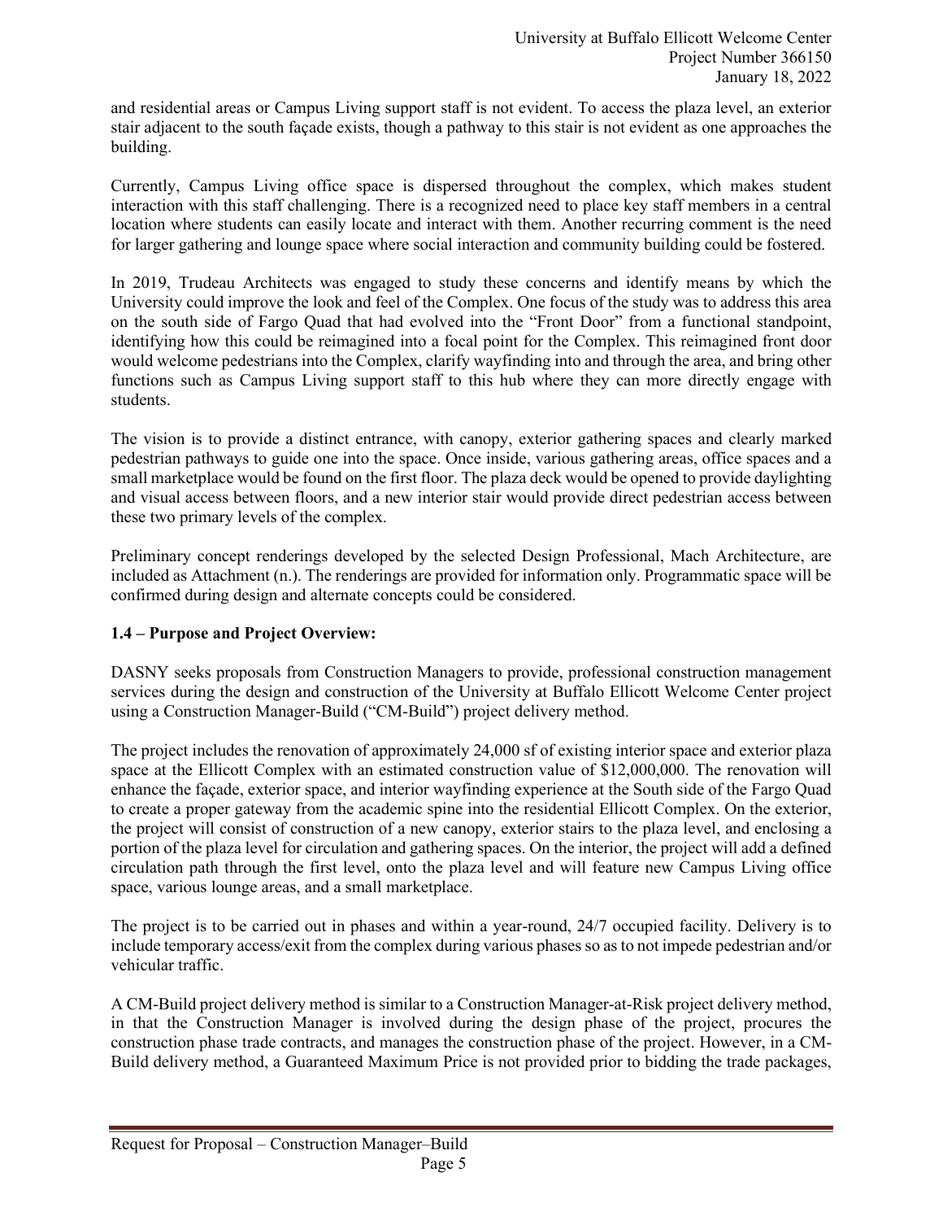and residential areas or Campus Living support staff is not evident. To access the plaza level, an exterior stair adjacent to the south façade exists, though a pathway to this stair is not evident as one approaches the building.

Currently, Campus Living office space is dispersed throughout the complex, which makes student interaction with this staff challenging. There is a recognized need to place key staff members in a central location where students can easily locate and interact with them. Another recurring comment is the need for larger gathering and lounge space where social interaction and community building could be fostered.

In 2019, Trudeau Architects was engaged to study these concerns and identify means by which the University could improve the look and feel of the Complex. One focus of the study was to address this area on the south side of Fargo Quad that had evolved into the "Front Door" from a functional standpoint, identifying how this could be reimagined into a focal point for the Complex. This reimagined front door would welcome pedestrians into the Complex, clarify wayfinding into and through the area, and bring other functions such as Campus Living support staff to this hub where they can more directly engage with students.

The vision is to provide a distinct entrance, with canopy, exterior gathering spaces and clearly marked pedestrian pathways to guide one into the space. Once inside, various gathering areas, office spaces and a small marketplace would be found on the first floor. The plaza deck would be opened to provide daylighting and visual access between floors, and a new interior stair would provide direct pedestrian access between these two primary levels of the complex.

Preliminary concept renderings developed by the selected Design Professional, Mach Architecture, are included as Attachment (n.). The renderings are provided for information only. Programmatic space will be confirmed during design and alternate concepts could be considered.

**1.4 – Purpose and Project Overview:**

DASNY seeks proposals from Construction Managers to provide, professional construction management services during the design and construction of the University at Buffalo Ellicott Welcome Center project using a Construction Manager-Build ("CM-Build") project delivery method.

The project includes the renovation of approximately 24,000 sf of existing interior space and exterior plaza space at the Ellicott Complex with an estimated construction value of $12,000,000. The renovation will enhance the façade, exterior space, and interior wayfinding experience at the South side of the Fargo Quad to create a proper gateway from the academic spine into the residential Ellicott Complex. On the exterior, the project will consist of construction of a new canopy, exterior stairs to the plaza level, and enclosing a portion of the plaza level for circulation and gathering spaces. On the interior, the project will add a defined circulation path through the first level, onto the plaza level and will feature new Campus Living office space, various lounge areas, and a small marketplace.

The project is to be carried out in phases and within a year-round, 24/7 occupied facility. Delivery is to include temporary access/exit from the complex during various phases so as to not impede pedestrian and/or vehicular traffic.

A CM-Build project delivery method is similar to a Construction Manager-at-Risk project delivery method, in that the Construction Manager is involved during the design phase of the project, procures the construction phase trade contracts, and manages the construction phase of the project. However, in a CM-Build delivery method, a Guaranteed Maximum Price is not provided prior to bidding the trade packages,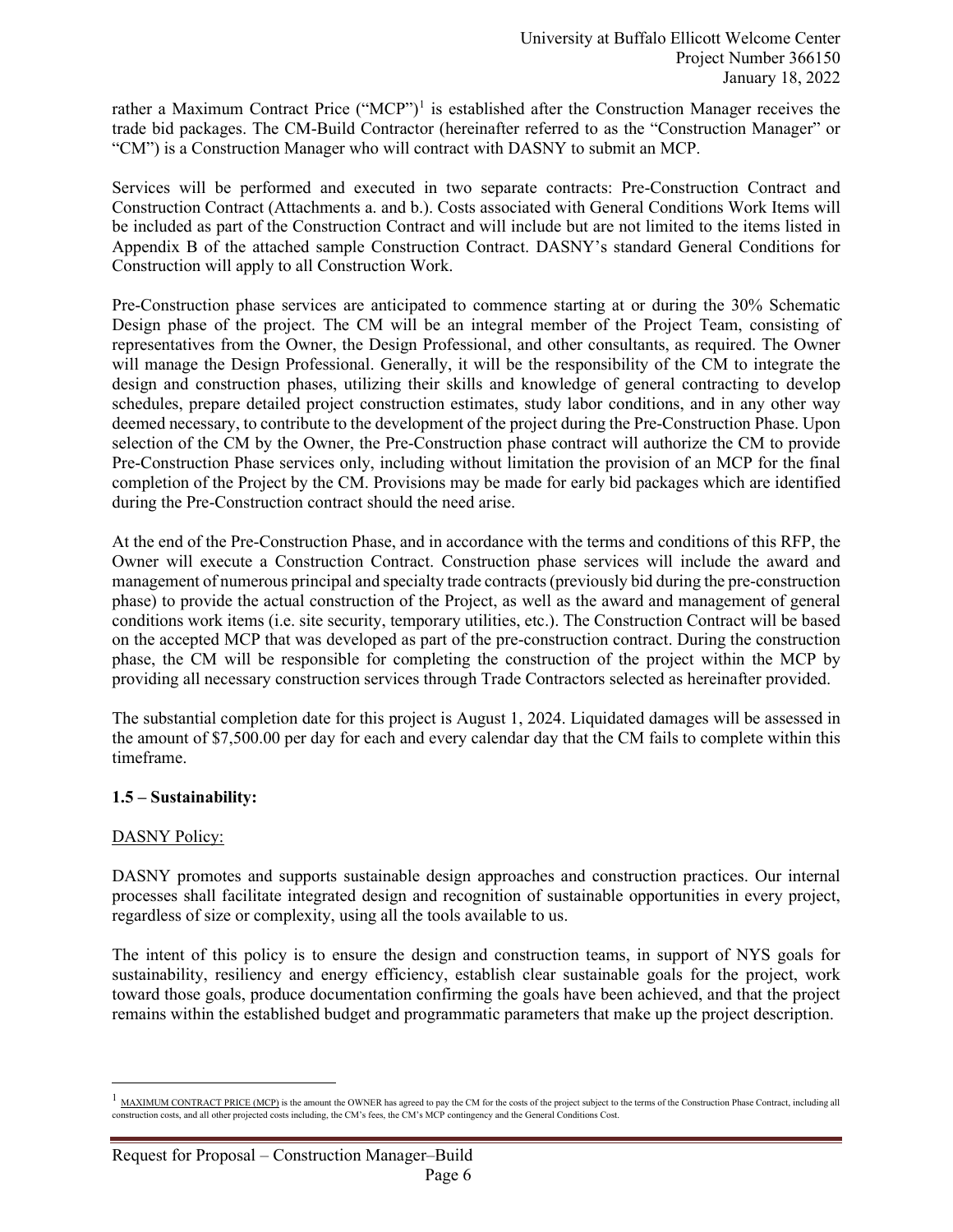rather a Maximum Contract Price ("MCP")[1] is established after the Construction Manager receives the trade bid packages. The CM-Build Contractor (hereinafter referred to as the "Construction Manager" or "CM") is a Construction Manager who will contract with DASNY to submit an MCP.

Services will be performed and executed in two separate contracts: Pre-Construction Contract and Construction Contract (Attachments a. and b.). Costs associated with General Conditions Work Items will be included as part of the Construction Contract and will include but are not limited to the items listed in Appendix B of the attached sample Construction Contract. DASNY's standard General Conditions for Construction will apply to all Construction Work.

Pre-Construction phase services are anticipated to commence starting at or during the 30% Schematic Design phase of the project. The CM will be an integral member of the Project Team, consisting of representatives from the Owner, the Design Professional, and other consultants, as required. The Owner will manage the Design Professional. Generally, it will be the responsibility of the CM to integrate the design and construction phases, utilizing their skills and knowledge of general contracting to develop schedules, prepare detailed project construction estimates, study labor conditions, and in any other way deemed necessary, to contribute to the development of the project during the Pre-Construction Phase. Upon selection of the CM by the Owner, the Pre-Construction phase contract will authorize the CM to provide Pre-Construction Phase services only, including without limitation the provision of an MCP for the final completion of the Project by the CM. Provisions may be made for early bid packages which are identified during the Pre-Construction contract should the need arise.

At the end of the Pre-Construction Phase, and in accordance with the terms and conditions of this RFP, the Owner will execute a Construction Contract. Construction phase services will include the award and management of numerous principal and specialty trade contracts (previously bid during the pre-construction phase) to provide the actual construction of the Project, as well as the award and management of general conditions work items (i.e. site security, temporary utilities, etc.). The Construction Contract will be based on the accepted MCP that was developed as part of the pre-construction contract. During the construction phase, the CM will be responsible for completing the construction of the project within the MCP by providing all necessary construction services through Trade Contractors selected as hereinafter provided.

The substantial completion date for this project is August 1, 2024. Liquidated damages will be assessed in the amount of $7,500.00 per day for each and every calendar day that the CM fails to complete within this timeframe.

**1.5 – Sustainability:**

DASNY Policy:

DASNY promotes and supports sustainable design approaches and construction practices. Our internal processes shall facilitate integrated design and recognition of sustainable opportunities in every project, regardless of size or complexity, using all the tools available to us.

The intent of this policy is to ensure the design and construction teams, in support of NYS goals for sustainability, resiliency and energy efficiency, establish clear sustainable goals for the project, work toward those goals, produce documentation confirming the goals have been achieved, and that the project remains within the established budget and programmatic parameters that make up the project description.

---

[1] MAXIMUM CONTRACT PRICE (MCP) is the amount the OWNER has agreed to pay the CM for the costs of the project subject to the terms of the Construction Phase Contract, including all construction costs, and all other projected costs including, the CM's fees, the CM's MCP contingency and the General Conditions Cost.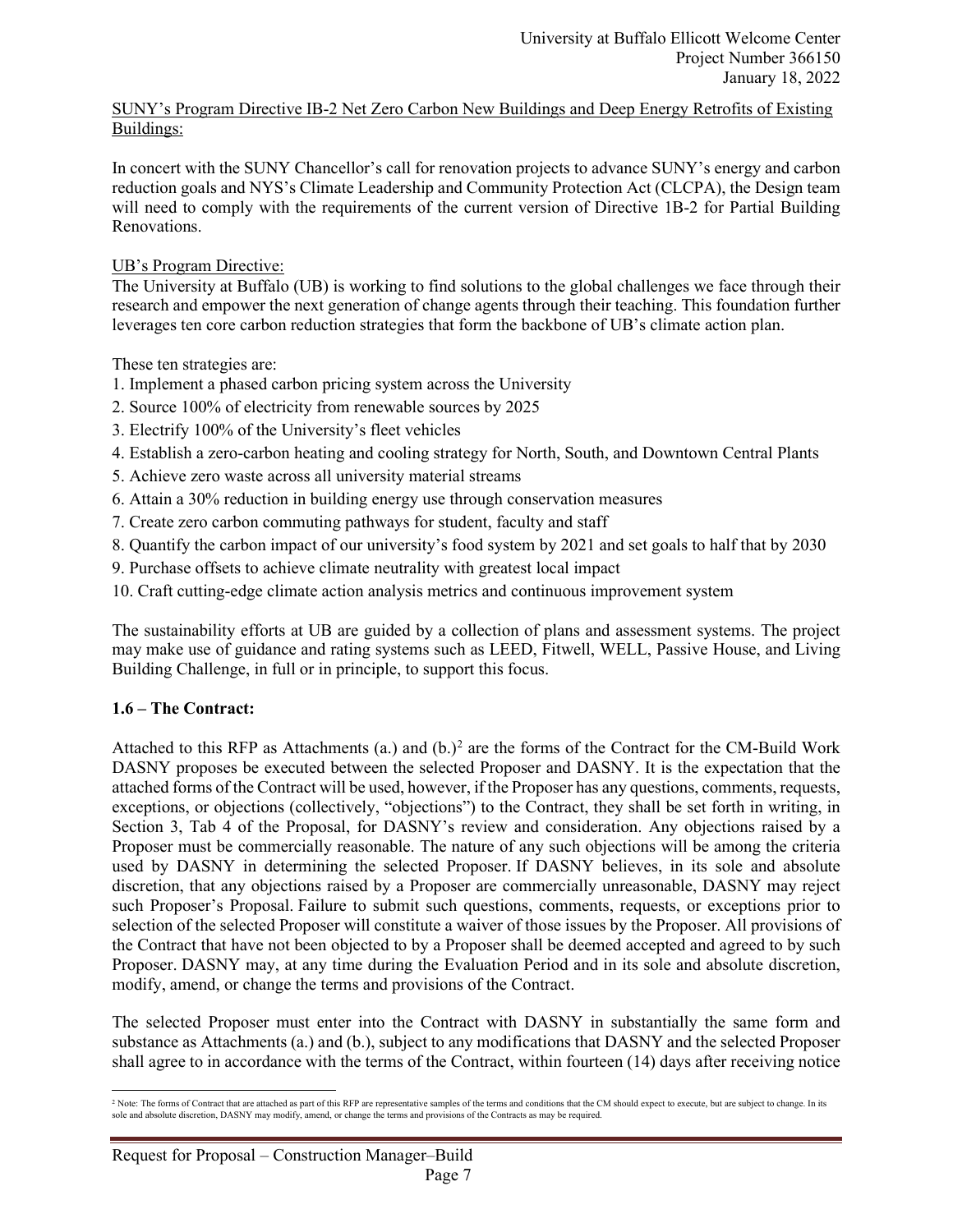SUNY's Program Directive IB-2 Net Zero Carbon New Buildings and Deep Energy Retrofits of Existing Buildings:

In concert with the SUNY Chancellor's call for renovation projects to advance SUNY's energy and carbon reduction goals and NYS's Climate Leadership and Community Protection Act (CLCPA), the Design team will need to comply with the requirements of the current version of Directive 1B-2 for Partial Building Renovations.

UB's Program Directive:

The University at Buffalo (UB) is working to find solutions to the global challenges we face through their research and empower the next generation of change agents through their teaching. This foundation further leverages ten core carbon reduction strategies that form the backbone of UB's climate action plan.

These ten strategies are:

1. Implement a phased carbon pricing system across the University
2. Source 100% of electricity from renewable sources by 2025
3. Electrify 100% of the University's fleet vehicles
4. Establish a zero-carbon heating and cooling strategy for North, South, and Downtown Central Plants
5. Achieve zero waste across all university material streams
6. Attain a 30% reduction in building energy use through conservation measures
7. Create zero carbon commuting pathways for student, faculty and staff
8. Quantify the carbon impact of our university's food system by 2021 and set goals to half that by 2030
9. Purchase offsets to achieve climate neutrality with greatest local impact
10. Craft cutting-edge climate action analysis metrics and continuous improvement system

The sustainability efforts at UB are guided by a collection of plans and assessment systems. The project may make use of guidance and rating systems such as LEED, Fitwell, WELL, Passive House, and Living Building Challenge, in full or in principle, to support this focus.

**1.6 – The Contract:**

Attached to this RFP as Attachments (a.) and (b.)[2] are the forms of the Contract for the CM-Build Work DASNY proposes be executed between the selected Proposer and DASNY. It is the expectation that the attached forms of the Contract will be used, however, if the Proposer has any questions, comments, requests, exceptions, or objections (collectively, "objections") to the Contract, they shall be set forth in writing, in Section 3, Tab 4 of the Proposal, for DASNY's review and consideration. Any objections raised by a Proposer must be commercially reasonable. The nature of any such objections will be among the criteria used by DASNY in determining the selected Proposer. If DASNY believes, in its sole and absolute discretion, that any objections raised by a Proposer are commercially unreasonable, DASNY may reject such Proposer's Proposal. Failure to submit such questions, comments, requests, or exceptions prior to selection of the selected Proposer will constitute a waiver of those issues by the Proposer. All provisions of the Contract that have not been objected to by a Proposer shall be deemed accepted and agreed to by such Proposer. DASNY may, at any time during the Evaluation Period and in its sole and absolute discretion, modify, amend, or change the terms and provisions of the Contract.

The selected Proposer must enter into the Contract with DASNY in substantially the same form and substance as Attachments (a.) and (b.), subject to any modifications that DASNY and the selected Proposer shall agree to in accordance with the terms of the Contract, within fourteen (14) days after receiving notice

[2] Note: The forms of Contract that are attached as part of this RFP are representative samples of the terms and conditions that the CM should expect to execute, but are subject to change. In its sole and absolute discretion, DASNY may modify, amend, or change the terms and provisions of the Contracts as may be required.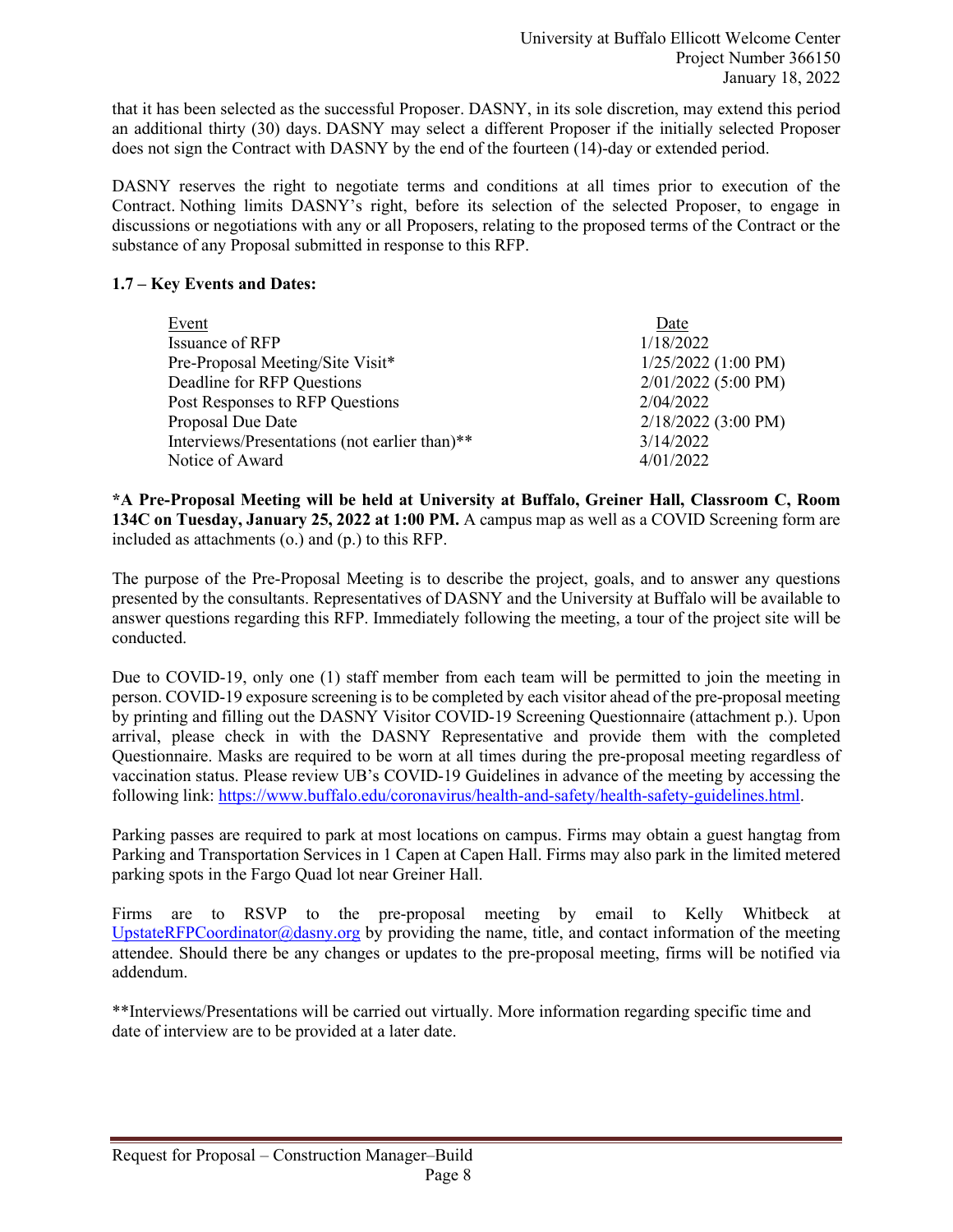that it has been selected as the successful Proposer. DASNY, in its sole discretion, may extend this period an additional thirty (30) days. DASNY may select a different Proposer if the initially selected Proposer does not sign the Contract with DASNY by the end of the fourteen (14)-day or extended period.

DASNY reserves the right to negotiate terms and conditions at all times prior to execution of the Contract. Nothing limits DASNY's right, before its selection of the selected Proposer, to engage in discussions or negotiations with any or all Proposers, relating to the proposed terms of the Contract or the substance of any Proposal submitted in response to this RFP.

**1.7 – Key Events and Dates:**

| Event | Date |
|---|---|
| Issuance of RFP | 1/18/2022 |
| Pre-Proposal Meeting/Site Visit* | 1/25/2022 (1:00 PM) |
| Deadline for RFP Questions | 2/01/2022 (5:00 PM) |
| Post Responses to RFP Questions | 2/04/2022 |
| Proposal Due Date | 2/18/2022 (3:00 PM) |
| Interviews/Presentations (not earlier than)** | 3/14/2022 |
| Notice of Award | 4/01/2022 |

**\*A Pre-Proposal Meeting will be held at University at Buffalo, Greiner Hall, Classroom C, Room 134C on Tuesday, January 25, 2022 at 1:00 PM.** A campus map as well as a COVID Screening form are included as attachments (o.) and (p.) to this RFP.

The purpose of the Pre-Proposal Meeting is to describe the project, goals, and to answer any questions presented by the consultants. Representatives of DASNY and the University at Buffalo will be available to answer questions regarding this RFP. Immediately following the meeting, a tour of the project site will be conducted.

Due to COVID-19, only one (1) staff member from each team will be permitted to join the meeting in person. COVID-19 exposure screening is to be completed by each visitor ahead of the pre-proposal meeting by printing and filling out the DASNY Visitor COVID-19 Screening Questionnaire (attachment p.). Upon arrival, please check in with the DASNY Representative and provide them with the completed Questionnaire. Masks are required to be worn at all times during the pre-proposal meeting regardless of vaccination status. Please review UB's COVID-19 Guidelines in advance of the meeting by accessing the following link: https://www.buffalo.edu/coronavirus/health-and-safety/health-safety-guidelines.html.

Parking passes are required to park at most locations on campus. Firms may obtain a guest hangtag from Parking and Transportation Services in 1 Capen at Capen Hall. Firms may also park in the limited metered parking spots in the Fargo Quad lot near Greiner Hall.

Firms are to RSVP to the pre-proposal meeting by email to Kelly Whitbeck at UpstateRFPCoordinator@dasny.org by providing the name, title, and contact information of the meeting attendee. Should there be any changes or updates to the pre-proposal meeting, firms will be notified via addendum.

**Interviews/Presentations will be carried out virtually. More information regarding specific time and date of interview are to be provided at a later date.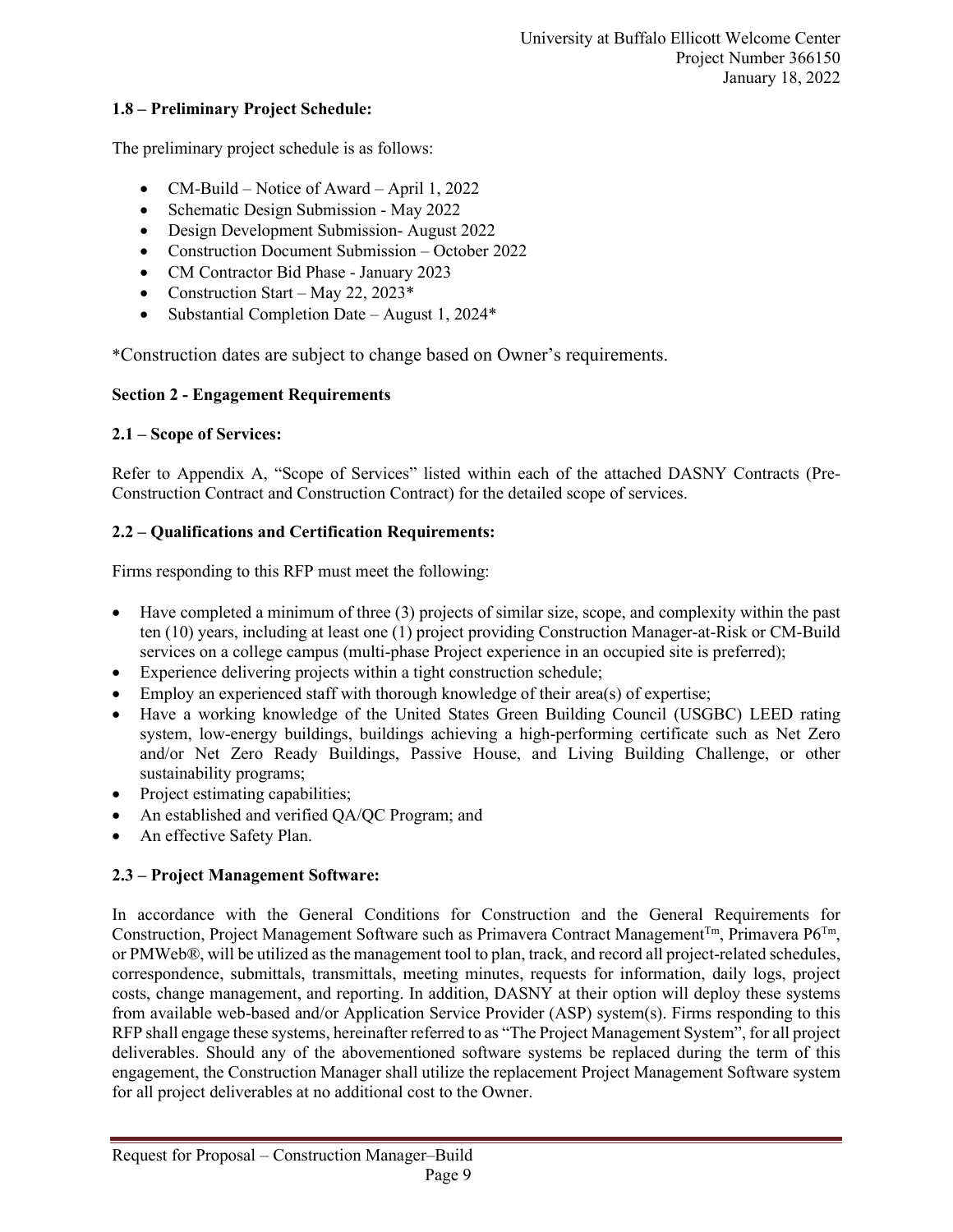### 1.8 – Preliminary Project Schedule:

The preliminary project schedule is as follows:

- CM-Build – Notice of Award – April 1, 2022
- Schematic Design Submission - May 2022
- Design Development Submission- August 2022
- Construction Document Submission – October 2022
- CM Contractor Bid Phase - January 2023
- Construction Start – May 22, 2023*
- Substantial Completion Date – August 1, 2024*

*Construction dates are subject to change based on Owner's requirements.

## Section 2 - Engagement Requirements

### 2.1 – Scope of Services:

Refer to Appendix A, "Scope of Services" listed within each of the attached DASNY Contracts (Pre-Construction Contract and Construction Contract) for the detailed scope of services.

### 2.2 – Qualifications and Certification Requirements:

Firms responding to this RFP must meet the following:

- Have completed a minimum of three (3) projects of similar size, scope, and complexity within the past ten (10) years, including at least one (1) project providing Construction Manager-at-Risk or CM-Build services on a college campus (multi-phase Project experience in an occupied site is preferred);
- Experience delivering projects within a tight construction schedule;
- Employ an experienced staff with thorough knowledge of their area(s) of expertise;
- Have a working knowledge of the United States Green Building Council (USGBC) LEED rating system, low-energy buildings, buildings achieving a high-performing certificate such as Net Zero and/or Net Zero Ready Buildings, Passive House, and Living Building Challenge, or other sustainability programs;
- Project estimating capabilities;
- An established and verified QA/QC Program; and
- An effective Safety Plan.

### 2.3 – Project Management Software:

In accordance with the General Conditions for Construction and the General Requirements for Construction, Project Management Software such as Primavera Contract Management™, Primavera P6™, or PMWeb®, will be utilized as the management tool to plan, track, and record all project-related schedules, correspondence, submittals, transmittals, meeting minutes, requests for information, daily logs, project costs, change management, and reporting. In addition, DASNY at their option will deploy these systems from available web-based and/or Application Service Provider (ASP) system(s). Firms responding to this RFP shall engage these systems, hereinafter referred to as "The Project Management System", for all project deliverables. Should any of the abovementioned software systems be replaced during the term of this engagement, the Construction Manager shall utilize the replacement Project Management Software system for all project deliverables at no additional cost to the Owner.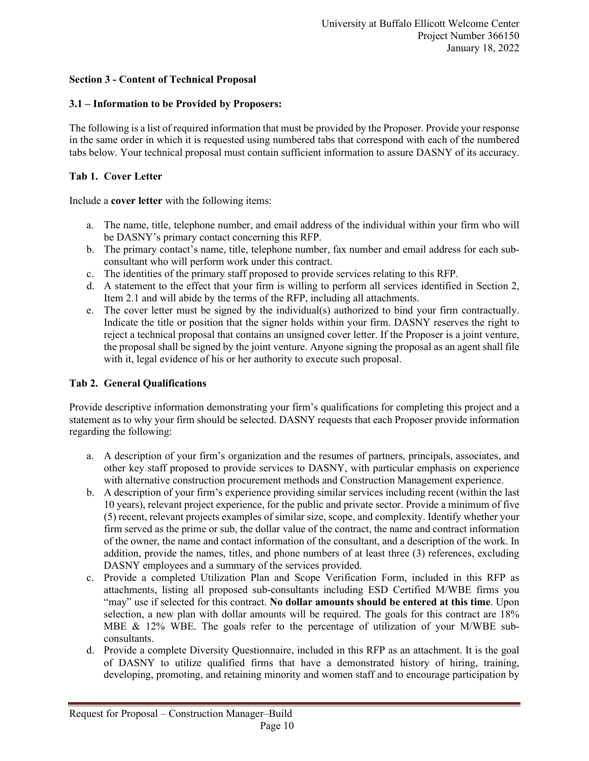### Section 3 - Content of Technical Proposal

#### 3.1 – Information to be Provided by Proposers:

The following is a list of required information that must be provided by the Proposer. Provide your response in the same order in which it is requested using numbered tabs that correspond with each of the numbered tabs below. Your technical proposal must contain sufficient information to assure DASNY of its accuracy.

#### Tab 1. Cover Letter

Include a **cover letter** with the following items:

a. The name, title, telephone number, and email address of the individual within your firm who will be DASNY's primary contact concerning this RFP.
b. The primary contact's name, title, telephone number, fax number and email address for each sub-consultant who will perform work under this contract.
c. The identities of the primary staff proposed to provide services relating to this RFP.
d. A statement to the effect that your firm is willing to perform all services identified in Section 2, Item 2.1 and will abide by the terms of the RFP, including all attachments.
e. The cover letter must be signed by the individual(s) authorized to bind your firm contractually. Indicate the title or position that the signer holds within your firm. DASNY reserves the right to reject a technical proposal that contains an unsigned cover letter. If the Proposer is a joint venture, the proposal shall be signed by the joint venture. Anyone signing the proposal as an agent shall file with it, legal evidence of his or her authority to execute such proposal.

#### Tab 2. General Qualifications

Provide descriptive information demonstrating your firm's qualifications for completing this project and a statement as to why your firm should be selected. DASNY requests that each Proposer provide information regarding the following:

a. A description of your firm's organization and the resumes of partners, principals, associates, and other key staff proposed to provide services to DASNY, with particular emphasis on experience with alternative construction procurement methods and Construction Management experience.
b. A description of your firm's experience providing similar services including recent (within the last 10 years), relevant project experience, for the public and private sector. Provide a minimum of five (5) recent, relevant projects examples of similar size, scope, and complexity. Identify whether your firm served as the prime or sub, the dollar value of the contract, the name and contract information of the owner, the name and contact information of the consultant, and a description of the work. In addition, provide the names, titles, and phone numbers of at least three (3) references, excluding DASNY employees and a summary of the services provided.
c. Provide a completed Utilization Plan and Scope Verification Form, included in this RFP as attachments, listing all proposed sub-consultants including ESD Certified M/WBE firms you "may" use if selected for this contract. **No dollar amounts should be entered at this time**. Upon selection, a new plan with dollar amounts will be required. The goals for this contract are 18% MBE & 12% WBE. The goals refer to the percentage of utilization of your M/WBE sub-consultants.
d. Provide a complete Diversity Questionnaire, included in this RFP as an attachment. It is the goal of DASNY to utilize qualified firms that have a demonstrated history of hiring, training, developing, promoting, and retaining minority and women staff and to encourage participation by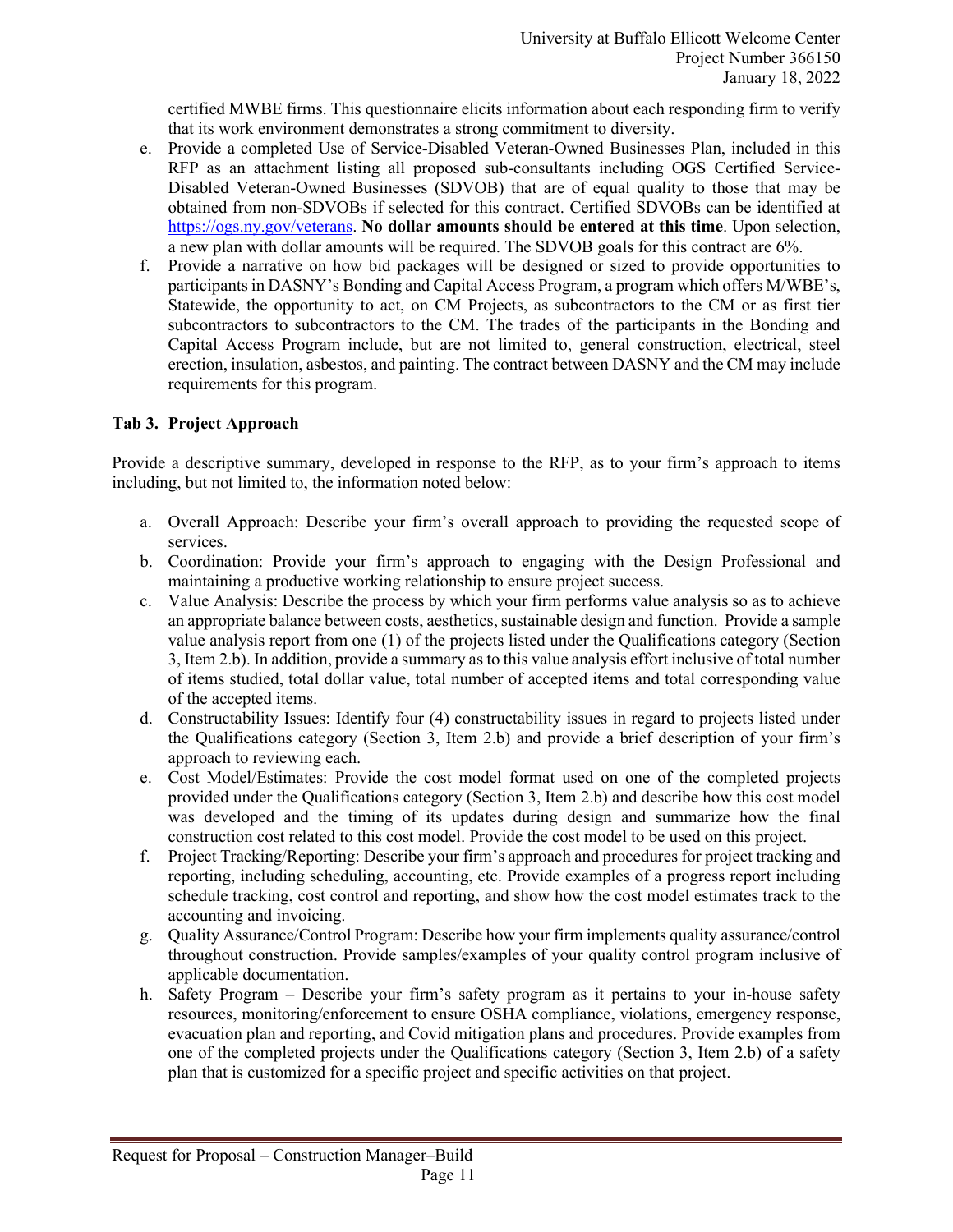certified MWBE firms. This questionnaire elicits information about each responding firm to verify that its work environment demonstrates a strong commitment to diversity.

e. Provide a completed Use of Service-Disabled Veteran-Owned Businesses Plan, included in this RFP as an attachment listing all proposed sub-consultants including OGS Certified Service-Disabled Veteran-Owned Businesses (SDVOB) that are of equal quality to those that may be obtained from non-SDVOBs if selected for this contract. Certified SDVOBs can be identified at https://ogs.ny.gov/veterans. **No dollar amounts should be entered at this time**. Upon selection, a new plan with dollar amounts will be required. The SDVOB goals for this contract are 6%.
f. Provide a narrative on how bid packages will be designed or sized to provide opportunities to participants in DASNY's Bonding and Capital Access Program, a program which offers M/WBE's, Statewide, the opportunity to act, on CM Projects, as subcontractors to the CM or as first tier subcontractors to subcontractors to the CM. The trades of the participants in the Bonding and Capital Access Program include, but are not limited to, general construction, electrical, steel erection, insulation, asbestos, and painting. The contract between DASNY and the CM may include requirements for this program.

### Tab 3. Project Approach

Provide a descriptive summary, developed in response to the RFP, as to your firm's approach to items including, but not limited to, the information noted below:

a. Overall Approach: Describe your firm's overall approach to providing the requested scope of services.
b. Coordination: Provide your firm's approach to engaging with the Design Professional and maintaining a productive working relationship to ensure project success.
c. Value Analysis: Describe the process by which your firm performs value analysis so as to achieve an appropriate balance between costs, aesthetics, sustainable design and function. Provide a sample value analysis report from one (1) of the projects listed under the Qualifications category (Section 3, Item 2.b). In addition, provide a summary as to this value analysis effort inclusive of total number of items studied, total dollar value, total number of accepted items and total corresponding value of the accepted items.
d. Constructability Issues: Identify four (4) constructability issues in regard to projects listed under the Qualifications category (Section 3, Item 2.b) and provide a brief description of your firm's approach to reviewing each.
e. Cost Model/Estimates: Provide the cost model format used on one of the completed projects provided under the Qualifications category (Section 3, Item 2.b) and describe how this cost model was developed and the timing of its updates during design and summarize how the final construction cost related to this cost model. Provide the cost model to be used on this project.
f. Project Tracking/Reporting: Describe your firm's approach and procedures for project tracking and reporting, including scheduling, accounting, etc. Provide examples of a progress report including schedule tracking, cost control and reporting, and show how the cost model estimates track to the accounting and invoicing.
g. Quality Assurance/Control Program: Describe how your firm implements quality assurance/control throughout construction. Provide samples/examples of your quality control program inclusive of applicable documentation.
h. Safety Program – Describe your firm's safety program as it pertains to your in-house safety resources, monitoring/enforcement to ensure OSHA compliance, violations, emergency response, evacuation plan and reporting, and Covid mitigation plans and procedures. Provide examples from one of the completed projects under the Qualifications category (Section 3, Item 2.b) of a safety plan that is customized for a specific project and specific activities on that project.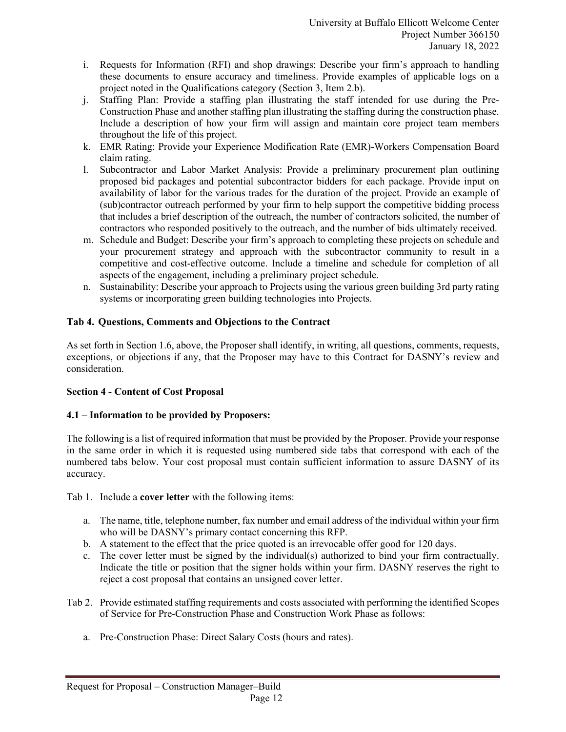i. Requests for Information (RFI) and shop drawings: Describe your firm's approach to handling these documents to ensure accuracy and timeliness. Provide examples of applicable logs on a project noted in the Qualifications category (Section 3, Item 2.b).
j. Staffing Plan: Provide a staffing plan illustrating the staff intended for use during the Pre-Construction Phase and another staffing plan illustrating the staffing during the construction phase. Include a description of how your firm will assign and maintain core project team members throughout the life of this project.
k. EMR Rating: Provide your Experience Modification Rate (EMR)-Workers Compensation Board claim rating.
l. Subcontractor and Labor Market Analysis: Provide a preliminary procurement plan outlining proposed bid packages and potential subcontractor bidders for each package. Provide input on availability of labor for the various trades for the duration of the project. Provide an example of (sub)contractor outreach performed by your firm to help support the competitive bidding process that includes a brief description of the outreach, the number of contractors solicited, the number of contractors who responded positively to the outreach, and the number of bids ultimately received.
m. Schedule and Budget: Describe your firm's approach to completing these projects on schedule and your procurement strategy and approach with the subcontractor community to result in a competitive and cost-effective outcome. Include a timeline and schedule for completion of all aspects of the engagement, including a preliminary project schedule.
n. Sustainability: Describe your approach to Projects using the various green building 3rd party rating systems or incorporating green building technologies into Projects.

**Tab 4. Questions, Comments and Objections to the Contract**

As set forth in Section 1.6, above, the Proposer shall identify, in writing, all questions, comments, requests, exceptions, or objections if any, that the Proposer may have to this Contract for DASNY's review and consideration.

## Section 4 - Content of Cost Proposal

### 4.1 – Information to be provided by Proposers:

The following is a list of required information that must be provided by the Proposer. Provide your response in the same order in which it is requested using numbered side tabs that correspond with each of the numbered tabs below. Your cost proposal must contain sufficient information to assure DASNY of its accuracy.

Tab 1. Include a **cover letter** with the following items:

a. The name, title, telephone number, fax number and email address of the individual within your firm who will be DASNY's primary contact concerning this RFP.
b. A statement to the effect that the price quoted is an irrevocable offer good for 120 days.
c. The cover letter must be signed by the individual(s) authorized to bind your firm contractually. Indicate the title or position that the signer holds within your firm. DASNY reserves the right to reject a cost proposal that contains an unsigned cover letter.

Tab 2. Provide estimated staffing requirements and costs associated with performing the identified Scopes of Service for Pre-Construction Phase and Construction Work Phase as follows:

a. Pre-Construction Phase: Direct Salary Costs (hours and rates).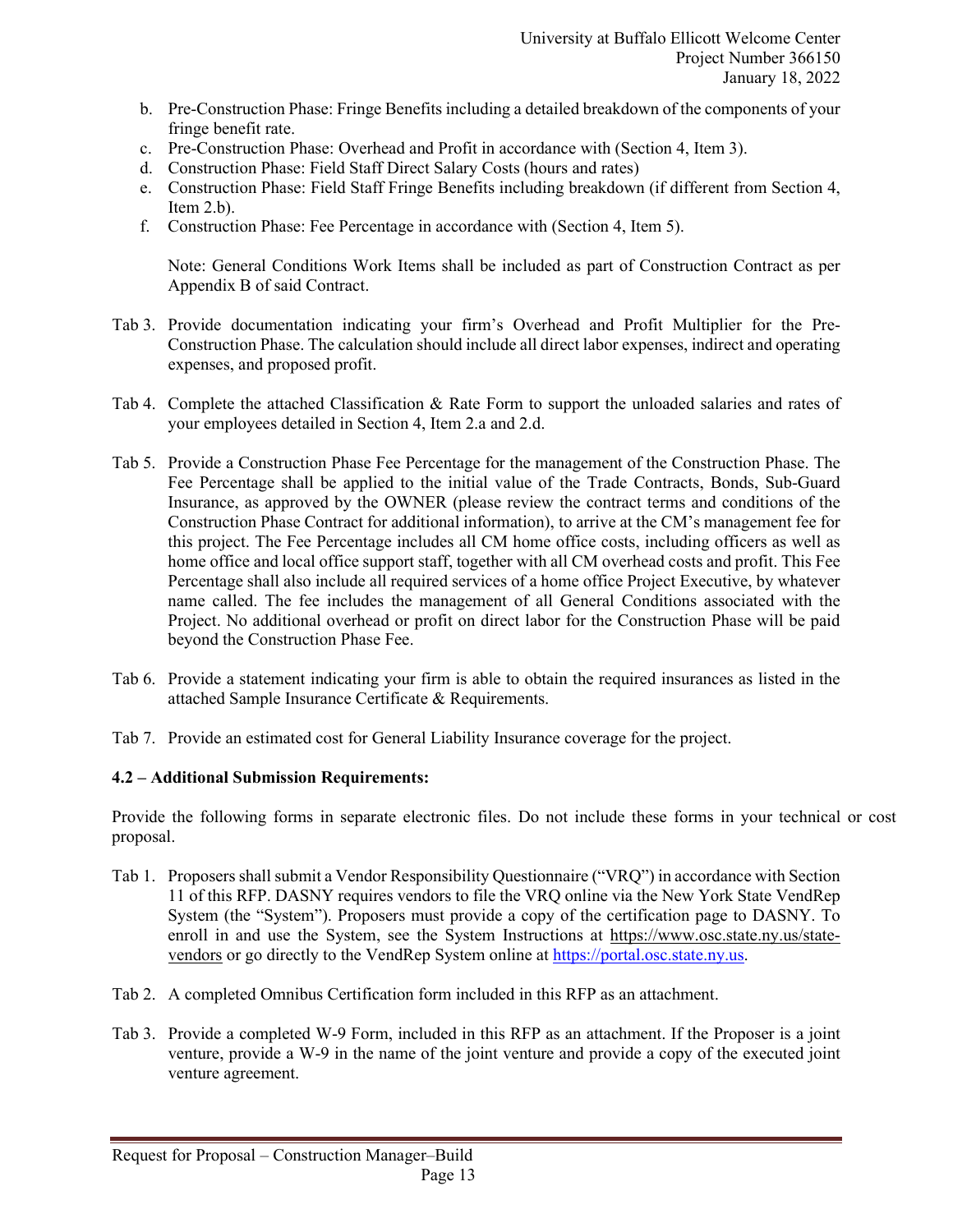b. Pre-Construction Phase: Fringe Benefits including a detailed breakdown of the components of your fringe benefit rate.
c. Pre-Construction Phase: Overhead and Profit in accordance with (Section 4, Item 3).
d. Construction Phase: Field Staff Direct Salary Costs (hours and rates)
e. Construction Phase: Field Staff Fringe Benefits including breakdown (if different from Section 4, Item 2.b).
f. Construction Phase: Fee Percentage in accordance with (Section 4, Item 5).

   Note: General Conditions Work Items shall be included as part of Construction Contract as per Appendix B of said Contract.

Tab 3. Provide documentation indicating your firm's Overhead and Profit Multiplier for the Pre-Construction Phase. The calculation should include all direct labor expenses, indirect and operating expenses, and proposed profit.

Tab 4. Complete the attached Classification & Rate Form to support the unloaded salaries and rates of your employees detailed in Section 4, Item 2.a and 2.d.

Tab 5. Provide a Construction Phase Fee Percentage for the management of the Construction Phase. The Fee Percentage shall be applied to the initial value of the Trade Contracts, Bonds, Sub-Guard Insurance, as approved by the OWNER (please review the contract terms and conditions of the Construction Phase Contract for additional information), to arrive at the CM's management fee for this project. The Fee Percentage includes all CM home office costs, including officers as well as home office and local office support staff, together with all CM overhead costs and profit. This Fee Percentage shall also include all required services of a home office Project Executive, by whatever name called. The fee includes the management of all General Conditions associated with the Project. No additional overhead or profit on direct labor for the Construction Phase will be paid beyond the Construction Phase Fee.

Tab 6. Provide a statement indicating your firm is able to obtain the required insurances as listed in the attached Sample Insurance Certificate & Requirements.

Tab 7. Provide an estimated cost for General Liability Insurance coverage for the project.

**4.2 – Additional Submission Requirements:**

Provide the following forms in separate electronic files. Do not include these forms in your technical or cost proposal.

Tab 1. Proposers shall submit a Vendor Responsibility Questionnaire ("VRQ") in accordance with Section 11 of this RFP. DASNY requires vendors to file the VRQ online via the New York State VendRep System (the "System"). Proposers must provide a copy of the certification page to DASNY. To enroll in and use the System, see the System Instructions at https://www.osc.state.ny.us/state-vendors or go directly to the VendRep System online at https://portal.osc.state.ny.us.

Tab 2. A completed Omnibus Certification form included in this RFP as an attachment.

Tab 3. Provide a completed W-9 Form, included in this RFP as an attachment. If the Proposer is a joint venture, provide a W-9 in the name of the joint venture and provide a copy of the executed joint venture agreement.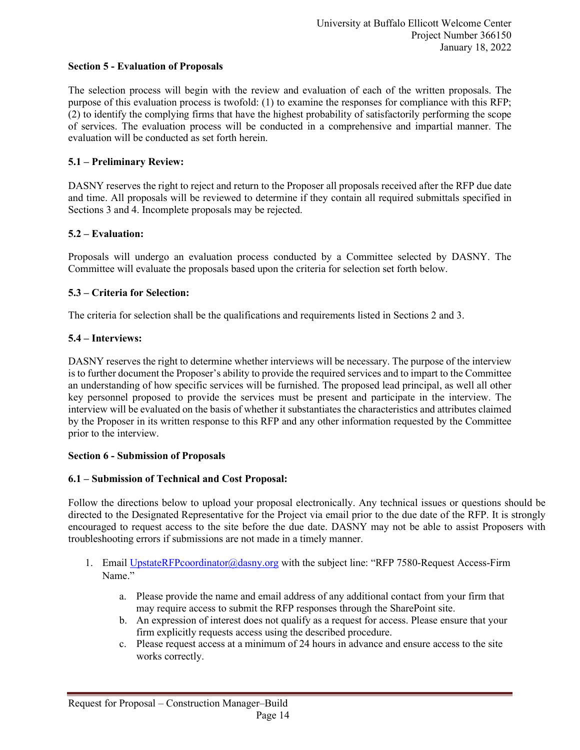## Section 5 - Evaluation of Proposals

The selection process will begin with the review and evaluation of each of the written proposals. The purpose of this evaluation process is twofold: (1) to examine the responses for compliance with this RFP; (2) to identify the complying firms that have the highest probability of satisfactorily performing the scope of services. The evaluation process will be conducted in a comprehensive and impartial manner. The evaluation will be conducted as set forth herein.

### 5.1 – Preliminary Review:

DASNY reserves the right to reject and return to the Proposer all proposals received after the RFP due date and time. All proposals will be reviewed to determine if they contain all required submittals specified in Sections 3 and 4. Incomplete proposals may be rejected.

### 5.2 – Evaluation:

Proposals will undergo an evaluation process conducted by a Committee selected by DASNY. The Committee will evaluate the proposals based upon the criteria for selection set forth below.

### 5.3 – Criteria for Selection:

The criteria for selection shall be the qualifications and requirements listed in Sections 2 and 3.

### 5.4 – Interviews:

DASNY reserves the right to determine whether interviews will be necessary. The purpose of the interview is to further document the Proposer's ability to provide the required services and to impart to the Committee an understanding of how specific services will be furnished. The proposed lead principal, as well all other key personnel proposed to provide the services must be present and participate in the interview. The interview will be evaluated on the basis of whether it substantiates the characteristics and attributes claimed by the Proposer in its written response to this RFP and any other information requested by the Committee prior to the interview.

## Section 6 - Submission of Proposals

### 6.1 – Submission of Technical and Cost Proposal:

Follow the directions below to upload your proposal electronically. Any technical issues or questions should be directed to the Designated Representative for the Project via email prior to the due date of the RFP. It is strongly encouraged to request access to the site before the due date. DASNY may not be able to assist Proposers with troubleshooting errors if submissions are not made in a timely manner.

1. Email UpstateRFPcoordinator@dasny.org with the subject line: "RFP 7580-Request Access-Firm Name."
    a. Please provide the name and email address of any additional contact from your firm that may require access to submit the RFP responses through the SharePoint site.
    b. An expression of interest does not qualify as a request for access. Please ensure that your firm explicitly requests access using the described procedure.
    c. Please request access at a minimum of 24 hours in advance and ensure access to the site works correctly.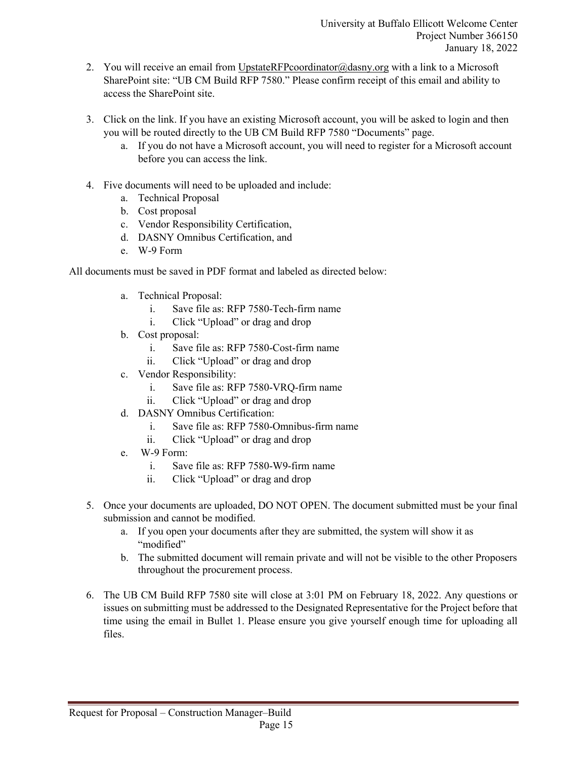2. You will receive an email from UpstateRFPcoordinator@dasny.org with a link to a Microsoft SharePoint site: "UB CM Build RFP 7580." Please confirm receipt of this email and ability to access the SharePoint site.

3. Click on the link. If you have an existing Microsoft account, you will be asked to login and then you will be routed directly to the UB CM Build RFP 7580 "Documents" page.
   a. If you do not have a Microsoft account, you will need to register for a Microsoft account before you can access the link.

4. Five documents will need to be uploaded and include:
   a. Technical Proposal
   b. Cost proposal
   c. Vendor Responsibility Certification,
   d. DASNY Omnibus Certification, and
   e. W-9 Form

All documents must be saved in PDF format and labeled as directed below:

   a. Technical Proposal:
      i. Save file as: RFP 7580-Tech-firm name
      i. Click "Upload" or drag and drop
   b. Cost proposal:
      i. Save file as: RFP 7580-Cost-firm name
      ii. Click "Upload" or drag and drop
   c. Vendor Responsibility:
      i. Save file as: RFP 7580-VRQ-firm name
      ii. Click "Upload" or drag and drop
   d. DASNY Omnibus Certification:
      i. Save file as: RFP 7580-Omnibus-firm name
      ii. Click "Upload" or drag and drop
   e. W-9 Form:
      i. Save file as: RFP 7580-W9-firm name
      ii. Click "Upload" or drag and drop

5. Once your documents are uploaded, DO NOT OPEN. The document submitted must be your final submission and cannot be modified.
   a. If you open your documents after they are submitted, the system will show it as "modified"
   b. The submitted document will remain private and will not be visible to the other Proposers throughout the procurement process.

6. The UB CM Build RFP 7580 site will close at 3:01 PM on February 18, 2022. Any questions or issues on submitting must be addressed to the Designated Representative for the Project before that time using the email in Bullet 1. Please ensure you give yourself enough time for uploading all files.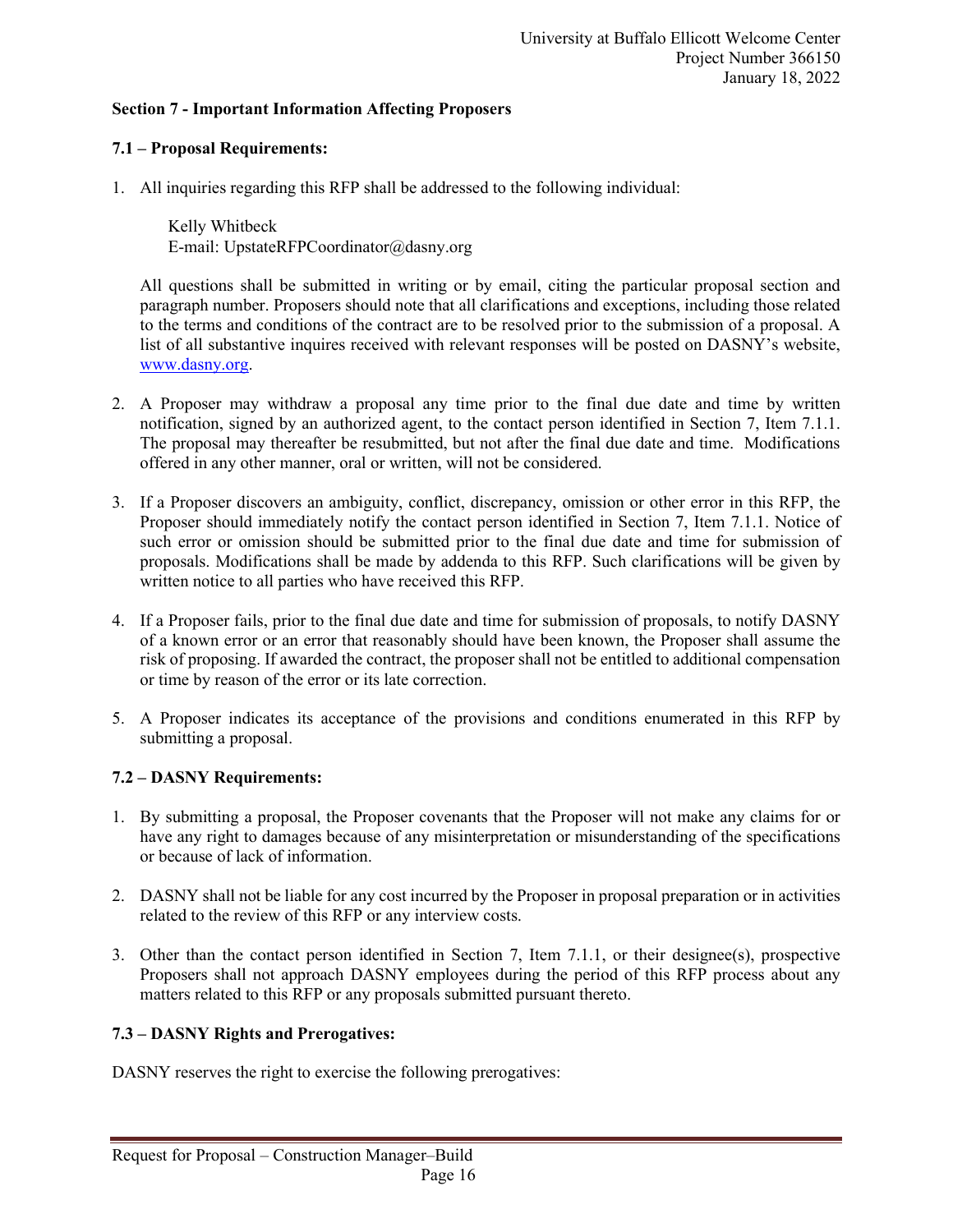## Section 7 - Important Information Affecting Proposers

### 7.1 – Proposal Requirements:

1. All inquiries regarding this RFP shall be addressed to the following individual:

   Kelly Whitbeck
   E-mail: UpstateRFPCoordinator@dasny.org

   All questions shall be submitted in writing or by email, citing the particular proposal section and paragraph number. Proposers should note that all clarifications and exceptions, including those related to the terms and conditions of the contract are to be resolved prior to the submission of a proposal. A list of all substantive inquires received with relevant responses will be posted on DASNY's website, [www.dasny.org](www.dasny.org).

2. A Proposer may withdraw a proposal any time prior to the final due date and time by written notification, signed by an authorized agent, to the contact person identified in Section 7, Item 7.1.1. The proposal may thereafter be resubmitted, but not after the final due date and time. Modifications offered in any other manner, oral or written, will not be considered.

3. If a Proposer discovers an ambiguity, conflict, discrepancy, omission or other error in this RFP, the Proposer should immediately notify the contact person identified in Section 7, Item 7.1.1. Notice of such error or omission should be submitted prior to the final due date and time for submission of proposals. Modifications shall be made by addenda to this RFP. Such clarifications will be given by written notice to all parties who have received this RFP.

4. If a Proposer fails, prior to the final due date and time for submission of proposals, to notify DASNY of a known error or an error that reasonably should have been known, the Proposer shall assume the risk of proposing. If awarded the contract, the proposer shall not be entitled to additional compensation or time by reason of the error or its late correction.

5. A Proposer indicates its acceptance of the provisions and conditions enumerated in this RFP by submitting a proposal.

### 7.2 – DASNY Requirements:

1. By submitting a proposal, the Proposer covenants that the Proposer will not make any claims for or have any right to damages because of any misinterpretation or misunderstanding of the specifications or because of lack of information.

2. DASNY shall not be liable for any cost incurred by the Proposer in proposal preparation or in activities related to the review of this RFP or any interview costs.

3. Other than the contact person identified in Section 7, Item 7.1.1, or their designee(s), prospective Proposers shall not approach DASNY employees during the period of this RFP process about any matters related to this RFP or any proposals submitted pursuant thereto.

### 7.3 – DASNY Rights and Prerogatives:

DASNY reserves the right to exercise the following prerogatives: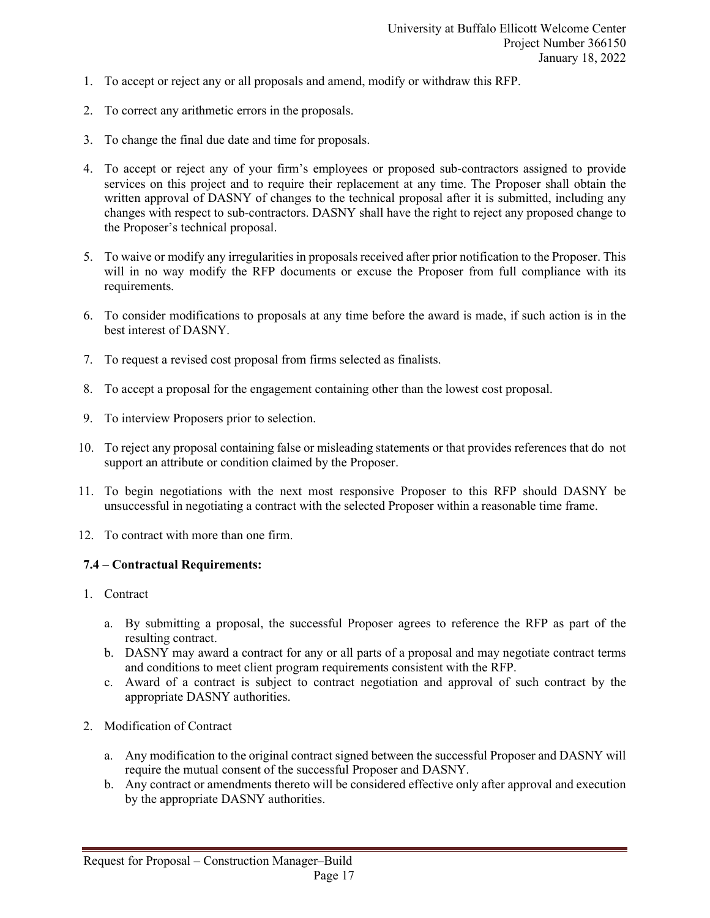1. To accept or reject any or all proposals and amend, modify or withdraw this RFP.

2. To correct any arithmetic errors in the proposals.

3. To change the final due date and time for proposals.

4. To accept or reject any of your firm's employees or proposed sub-contractors assigned to provide services on this project and to require their replacement at any time. The Proposer shall obtain the written approval of DASNY of changes to the technical proposal after it is submitted, including any changes with respect to sub-contractors. DASNY shall have the right to reject any proposed change to the Proposer's technical proposal.

5. To waive or modify any irregularities in proposals received after prior notification to the Proposer. This will in no way modify the RFP documents or excuse the Proposer from full compliance with its requirements.

6. To consider modifications to proposals at any time before the award is made, if such action is in the best interest of DASNY.

7. To request a revised cost proposal from firms selected as finalists.

8. To accept a proposal for the engagement containing other than the lowest cost proposal.

9. To interview Proposers prior to selection.

10. To reject any proposal containing false or misleading statements or that provides references that do not support an attribute or condition claimed by the Proposer.

11. To begin negotiations with the next most responsive Proposer to this RFP should DASNY be unsuccessful in negotiating a contract with the selected Proposer within a reasonable time frame.

12. To contract with more than one firm.

**7.4 – Contractual Requirements:**

1. Contract

   a. By submitting a proposal, the successful Proposer agrees to reference the RFP as part of the resulting contract.
   b. DASNY may award a contract for any or all parts of a proposal and may negotiate contract terms and conditions to meet client program requirements consistent with the RFP.
   c. Award of a contract is subject to contract negotiation and approval of such contract by the appropriate DASNY authorities.

2. Modification of Contract

   a. Any modification to the original contract signed between the successful Proposer and DASNY will require the mutual consent of the successful Proposer and DASNY.
   b. Any contract or amendments thereto will be considered effective only after approval and execution by the appropriate DASNY authorities.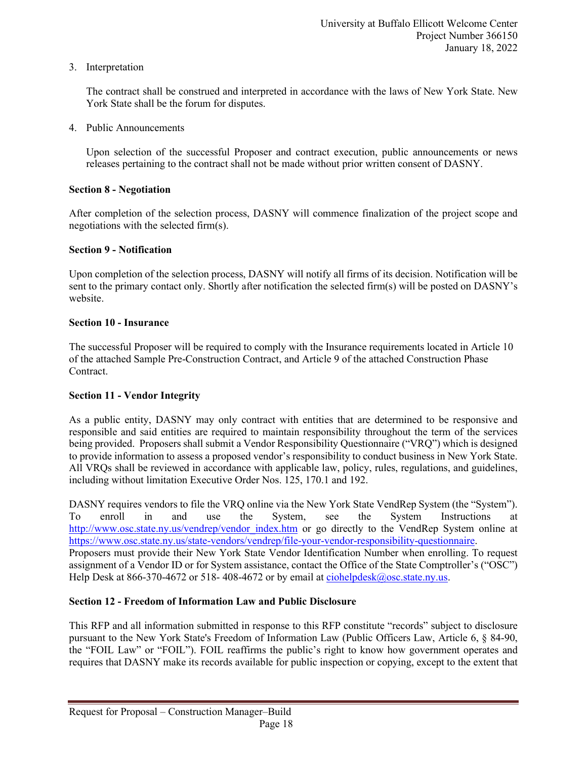3. Interpretation

   The contract shall be construed and interpreted in accordance with the laws of New York State. New York State shall be the forum for disputes.

4. Public Announcements

   Upon selection of the successful Proposer and contract execution, public announcements or news releases pertaining to the contract shall not be made without prior written consent of DASNY.

**Section 8 - Negotiation**

After completion of the selection process, DASNY will commence finalization of the project scope and negotiations with the selected firm(s).

**Section 9 - Notification**

Upon completion of the selection process, DASNY will notify all firms of its decision. Notification will be sent to the primary contact only. Shortly after notification the selected firm(s) will be posted on DASNY's website.

**Section 10 - Insurance**

The successful Proposer will be required to comply with the Insurance requirements located in Article 10 of the attached Sample Pre-Construction Contract, and Article 9 of the attached Construction Phase Contract.

**Section 11 - Vendor Integrity**

As a public entity, DASNY may only contract with entities that are determined to be responsive and responsible and said entities are required to maintain responsibility throughout the term of the services being provided. Proposers shall submit a Vendor Responsibility Questionnaire ("VRQ") which is designed to provide information to assess a proposed vendor's responsibility to conduct business in New York State. All VRQs shall be reviewed in accordance with applicable law, policy, rules, regulations, and guidelines, including without limitation Executive Order Nos. 125, 170.1 and 192.

DASNY requires vendors to file the VRQ online via the New York State VendRep System (the "System"). To enroll in and use the System, see the System Instructions at http://www.osc.state.ny.us/vendrep/vendor_index.htm or go directly to the VendRep System online at https://www.osc.state.ny.us/state-vendors/vendrep/file-your-vendor-responsibility-questionnaire. Proposers must provide their New York State Vendor Identification Number when enrolling. To request assignment of a Vendor ID or for System assistance, contact the Office of the State Comptroller's ("OSC") Help Desk at 866-370-4672 or 518- 408-4672 or by email at ciohelpdesk@osc.state.ny.us.

**Section 12 - Freedom of Information Law and Public Disclosure**

This RFP and all information submitted in response to this RFP constitute "records" subject to disclosure pursuant to the New York State's Freedom of Information Law (Public Officers Law, Article 6, § 84-90, the "FOIL Law" or "FOIL"). FOIL reaffirms the public's right to know how government operates and requires that DASNY make its records available for public inspection or copying, except to the extent that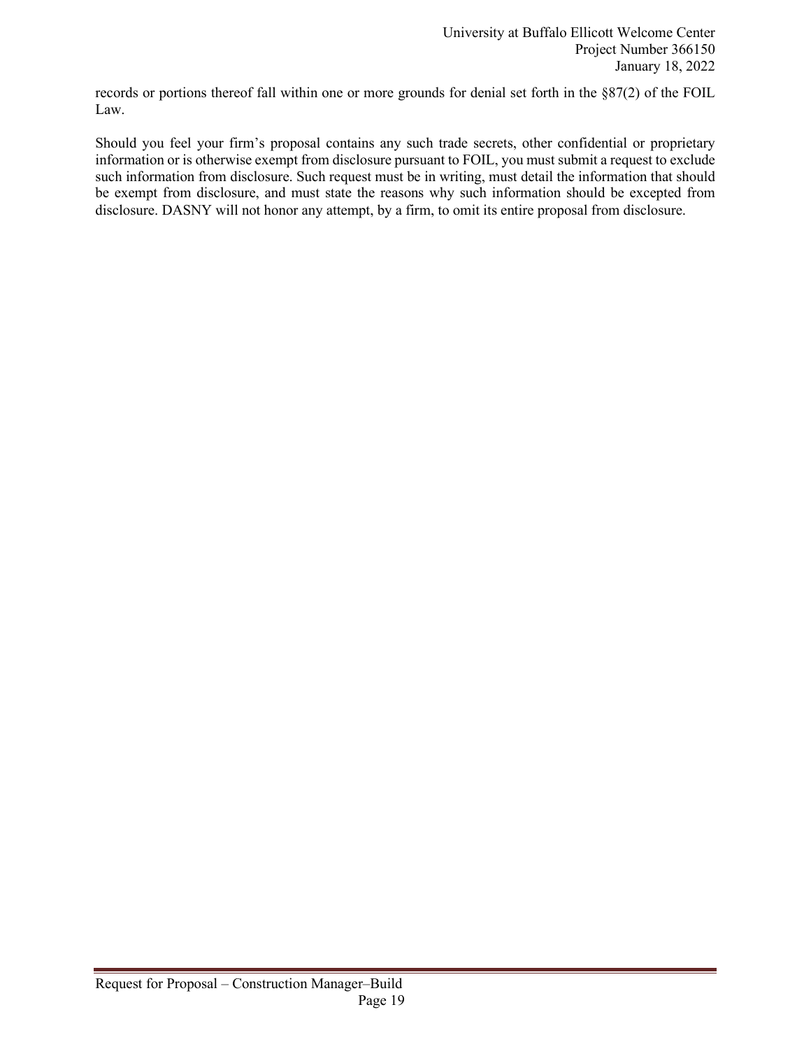records or portions thereof fall within one or more grounds for denial set forth in the §87(2) of the FOIL Law.

Should you feel your firm's proposal contains any such trade secrets, other confidential or proprietary information or is otherwise exempt from disclosure pursuant to FOIL, you must submit a request to exclude such information from disclosure. Such request must be in writing, must detail the information that should be exempt from disclosure, and must state the reasons why such information should be excepted from disclosure. DASNY will not honor any attempt, by a firm, to omit its entire proposal from disclosure.